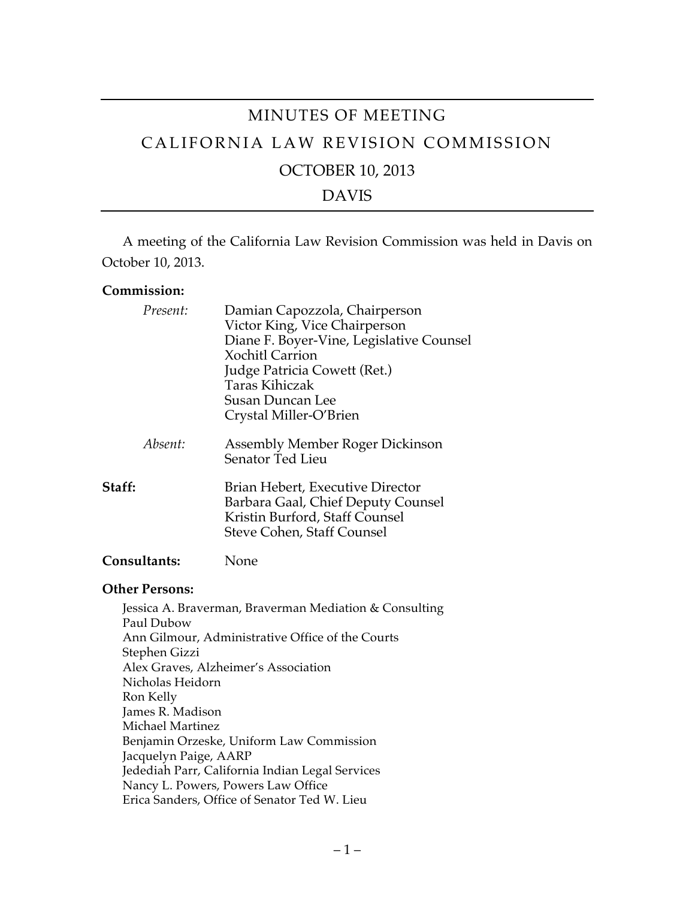# MINUTES OF MEETING

# CALIFORNIA LAW REVISION COMMISSION

## OCTOBER 10, 2013

## DAVIS

A meeting of the California Law Revision Commission was held in Davis on October 10, 2013.

**Commission:**

*Present:*
Damian Capozzola, Chairperson
Victor King, Vice Chairperson
Diane F. Boyer-Vine, Legislative Counsel
Xochitl Carrion
Judge Patricia Cowett (Ret.)
Taras Kihiczak
Susan Duncan Lee
Crystal Miller-O'Brien

*Absent:*
Assembly Member Roger Dickinson
Senator Ted Lieu

**Staff:**
Brian Hebert, Executive Director
Barbara Gaal, Chief Deputy Counsel
Kristin Burford, Staff Counsel
Steve Cohen, Staff Counsel

**Consultants:** None

**Other Persons:**

Jessica A. Braverman, Braverman Mediation & Consulting
Paul Dubow
Ann Gilmour, Administrative Office of the Courts
Stephen Gizzi
Alex Graves, Alzheimer's Association
Nicholas Heidorn
Ron Kelly
James R. Madison
Michael Martinez
Benjamin Orzeske, Uniform Law Commission
Jacquelyn Paige, AARP
Jedediah Parr, California Indian Legal Services
Nancy L. Powers, Powers Law Office
Erica Sanders, Office of Senator Ted W. Lieu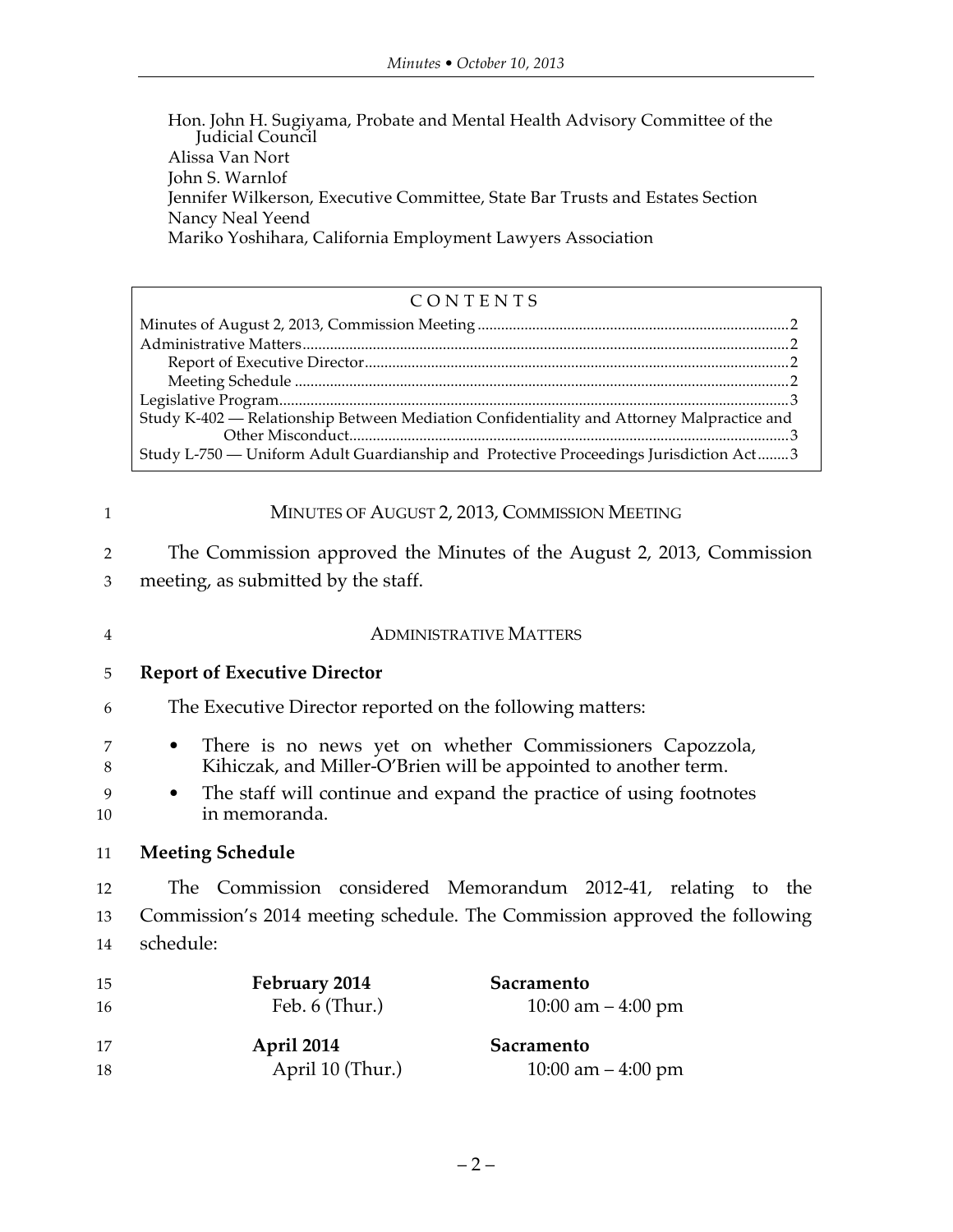Hon. John H. Sugiyama, Probate and Mental Health Advisory Committee of the Judicial Council
Alissa Van Nort
John S. Warnlof
Jennifer Wilkerson, Executive Committee, State Bar Trusts and Estates Section
Nancy Neal Yeend
Mariko Yoshihara, California Employment Lawyers Association

| CONTENTS | |
|---|---|
| Minutes of August 2, 2013, Commission Meeting | 2 |
| Administrative Matters | 2 |
| Report of Executive Director | 2 |
| Meeting Schedule | 2 |
| Legislative Program | 3 |
| Study K-402 — Relationship Between Mediation Confidentiality and Attorney Malpractice and Other Misconduct | 3 |
| Study L-750 — Uniform Adult Guardianship and Protective Proceedings Jurisdiction Act | 3 |

## MINUTES OF AUGUST 2, 2013, COMMISSION MEETING

The Commission approved the Minutes of the August 2, 2013, Commission meeting, as submitted by the staff.

## ADMINISTRATIVE MATTERS

### Report of Executive Director

The Executive Director reported on the following matters:

- There is no news yet on whether Commissioners Capozzola, Kihiczak, and Miller-O'Brien will be appointed to another term.
- The staff will continue and expand the practice of using footnotes in memoranda.

### Meeting Schedule

The Commission considered Memorandum 2012-41, relating to the Commission's 2014 meeting schedule. The Commission approved the following schedule:

**February 2014** — **Sacramento**
Feb. 6 (Thur.) — 10:00 am – 4:00 pm

**April 2014** — **Sacramento**
April 10 (Thur.) — 10:00 am – 4:00 pm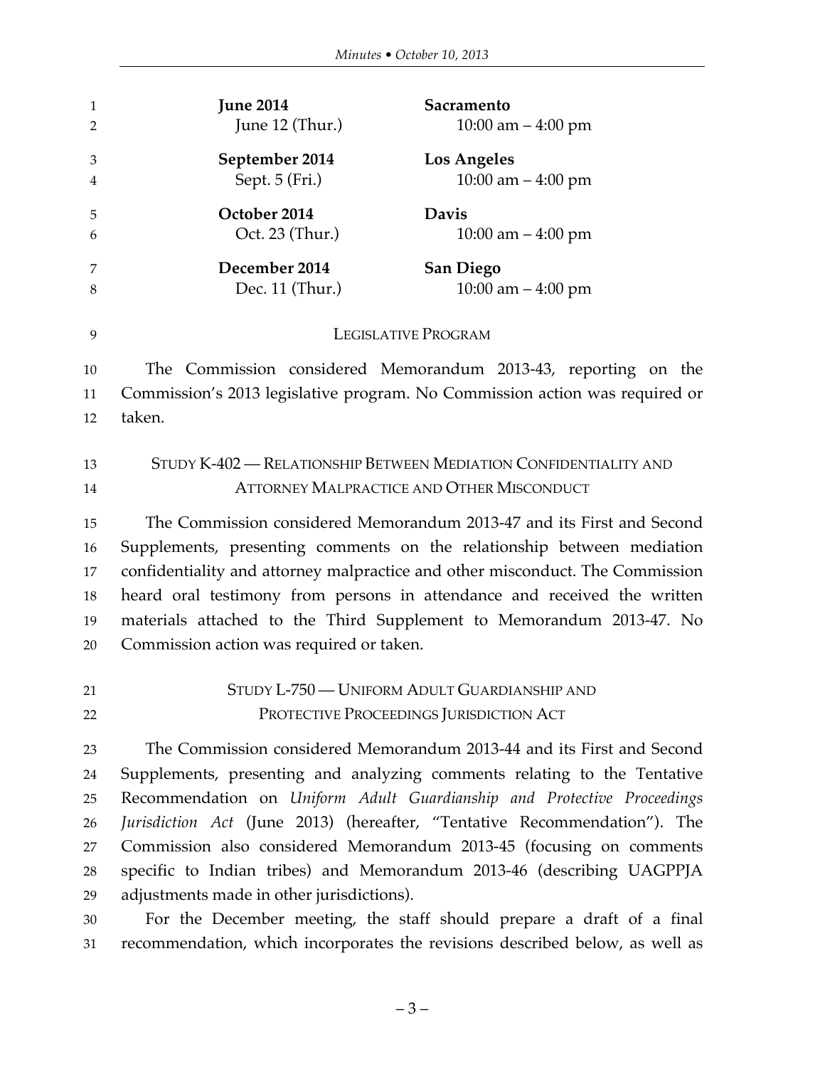| | |
|---|---|
| **June 2014** | **Sacramento** |
| June 12 (Thur.) | 10:00 am – 4:00 pm |
| **September 2014** | **Los Angeles** |
| Sept. 5 (Fri.) | 10:00 am – 4:00 pm |
| **October 2014** | **Davis** |
| Oct. 23 (Thur.) | 10:00 am – 4:00 pm |
| **December 2014** | **San Diego** |
| Dec. 11 (Thur.) | 10:00 am – 4:00 pm |

## LEGISLATIVE PROGRAM

The Commission considered Memorandum 2013-43, reporting on the Commission's 2013 legislative program. No Commission action was required or taken.

## STUDY K-402 — RELATIONSHIP BETWEEN MEDIATION CONFIDENTIALITY AND ATTORNEY MALPRACTICE AND OTHER MISCONDUCT

The Commission considered Memorandum 2013-47 and its First and Second Supplements, presenting comments on the relationship between mediation confidentiality and attorney malpractice and other misconduct. The Commission heard oral testimony from persons in attendance and received the written materials attached to the Third Supplement to Memorandum 2013-47. No Commission action was required or taken.

## STUDY L-750 — UNIFORM ADULT GUARDIANSHIP AND PROTECTIVE PROCEEDINGS JURISDICTION ACT

The Commission considered Memorandum 2013-44 and its First and Second Supplements, presenting and analyzing comments relating to the Tentative Recommendation on *Uniform Adult Guardianship and Protective Proceedings Jurisdiction Act* (June 2013) (hereafter, "Tentative Recommendation"). The Commission also considered Memorandum 2013-45 (focusing on comments specific to Indian tribes) and Memorandum 2013-46 (describing UAGPPJA adjustments made in other jurisdictions).

For the December meeting, the staff should prepare a draft of a final recommendation, which incorporates the revisions described below, as well as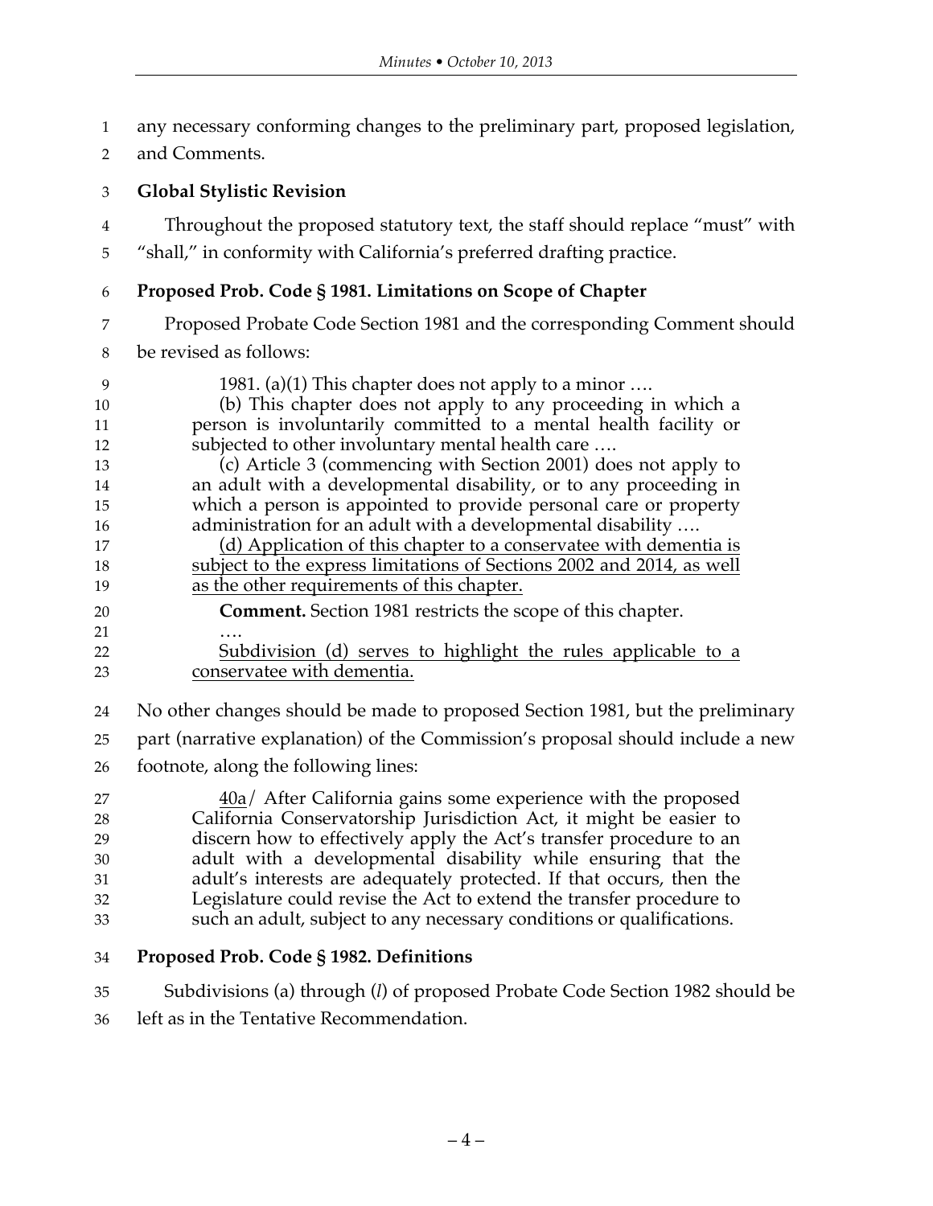any necessary conforming changes to the preliminary part, proposed legislation, and Comments.

**Global Stylistic Revision**

Throughout the proposed statutory text, the staff should replace "must" with "shall," in conformity with California's preferred drafting practice.

**Proposed Prob. Code § 1981. Limitations on Scope of Chapter**

Proposed Probate Code Section 1981 and the corresponding Comment should be revised as follows:

> 1981. (a)(1) This chapter does not apply to a minor ….
>
> (b) This chapter does not apply to any proceeding in which a person is involuntarily committed to a mental health facility or subjected to other involuntary mental health care ….
>
> (c) Article 3 (commencing with Section 2001) does not apply to an adult with a developmental disability, or to any proceeding in which a person is appointed to provide personal care or property administration for an adult with a developmental disability ….
>
> <u>(d) Application of this chapter to a conservatee with dementia is subject to the express limitations of Sections 2002 and 2014, as well as the other requirements of this chapter.</u>
>
> **Comment.** Section 1981 restricts the scope of this chapter.
>
> ….
>
> <u>Subdivision (d) serves to highlight the rules applicable to a conservatee with dementia.</u>

No other changes should be made to proposed Section 1981, but the preliminary part (narrative explanation) of the Commission's proposal should include a new footnote, along the following lines:

> <u>40a</u>/ After California gains some experience with the proposed California Conservatorship Jurisdiction Act, it might be easier to discern how to effectively apply the Act's transfer procedure to an adult with a developmental disability while ensuring that the adult's interests are adequately protected. If that occurs, then the Legislature could revise the Act to extend the transfer procedure to such an adult, subject to any necessary conditions or qualifications.

**Proposed Prob. Code § 1982. Definitions**

Subdivisions (a) through (*l*) of proposed Probate Code Section 1982 should be left as in the Tentative Recommendation.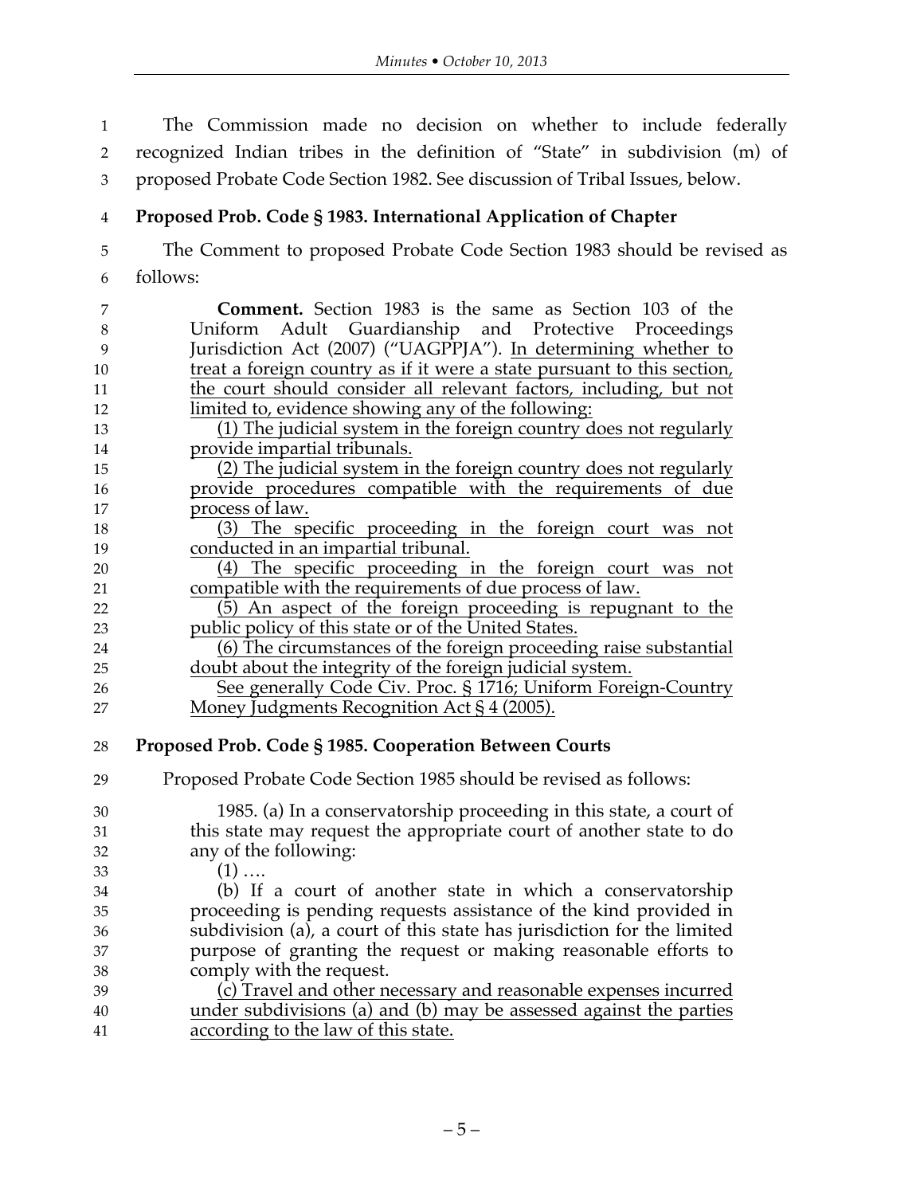The Commission made no decision on whether to include federally recognized Indian tribes in the definition of "State" in subdivision (m) of proposed Probate Code Section 1982. See discussion of Tribal Issues, below.

**Proposed Prob. Code § 1983. International Application of Chapter**

The Comment to proposed Probate Code Section 1983 should be revised as follows:

> **Comment.** Section 1983 is the same as Section 103 of the Uniform Adult Guardianship and Protective Proceedings Jurisdiction Act (2007) ("UAGPPJA"). <u>In determining whether to treat a foreign country as if it were a state pursuant to this section, the court should consider all relevant factors, including, but not limited to, evidence showing any of the following:</u>
>
> <u>(1) The judicial system in the foreign country does not regularly provide impartial tribunals.</u>
>
> <u>(2) The judicial system in the foreign country does not regularly provide procedures compatible with the requirements of due process of law.</u>
>
> <u>(3) The specific proceeding in the foreign court was not conducted in an impartial tribunal.</u>
>
> <u>(4) The specific proceeding in the foreign court was not compatible with the requirements of due process of law.</u>
>
> <u>(5) An aspect of the foreign proceeding is repugnant to the public policy of this state or of the United States.</u>
>
> <u>(6) The circumstances of the foreign proceeding raise substantial doubt about the integrity of the foreign judicial system.</u>
>
> <u>See generally Code Civ. Proc. § 1716; Uniform Foreign-Country Money Judgments Recognition Act § 4 (2005).</u>

**Proposed Prob. Code § 1985. Cooperation Between Courts**

Proposed Probate Code Section 1985 should be revised as follows:

> 1985. (a) In a conservatorship proceeding in this state, a court of this state may request the appropriate court of another state to do any of the following:
>
> (1) ….
>
> (b) If a court of another state in which a conservatorship proceeding is pending requests assistance of the kind provided in subdivision (a), a court of this state has jurisdiction for the limited purpose of granting the request or making reasonable efforts to comply with the request.
>
> <u>(c) Travel and other necessary and reasonable expenses incurred under subdivisions (a) and (b) may be assessed against the parties according to the law of this state.</u>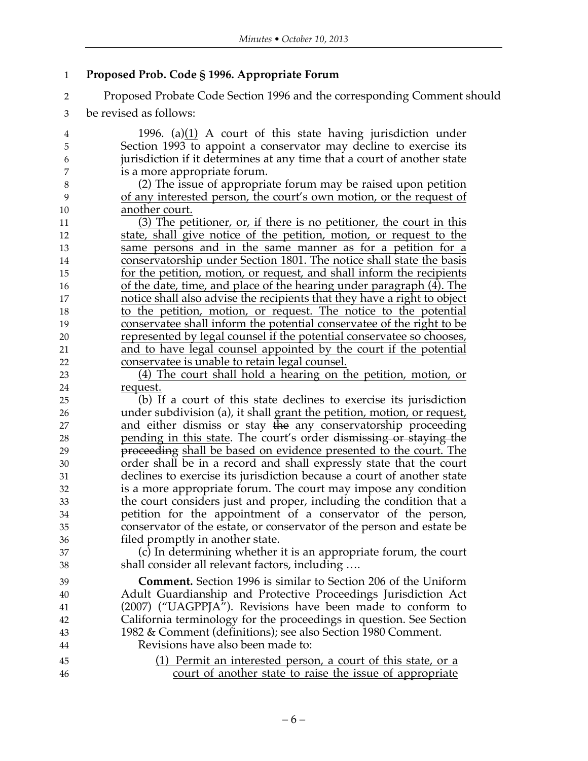**Proposed Prob. Code § 1996. Appropriate Forum**

Proposed Probate Code Section 1996 and the corresponding Comment should be revised as follows:

> 1996. (a)<u>(1)</u> A court of this state having jurisdiction under Section 1993 to appoint a conservator may decline to exercise its jurisdiction if it determines at any time that a court of another state is a more appropriate forum.
>
> <u>(2) The issue of appropriate forum may be raised upon petition of any interested person, the court's own motion, or the request of another court.</u>
>
> <u>(3) The petitioner, or, if there is no petitioner, the court in this state, shall give notice of the petition, motion, or request to the same persons and in the same manner as for a petition for a conservatorship under Section 1801. The notice shall state the basis for the petition, motion, or request, and shall inform the recipients of the date, time, and place of the hearing under paragraph (4). The notice shall also advise the recipients that they have a right to object to the petition, motion, or request. The notice to the potential conservatee shall inform the potential conservatee of the right to be represented by legal counsel if the potential conservatee so chooses, and to have legal counsel appointed by the court if the potential conservatee is unable to retain legal counsel.</u>
>
> <u>(4) The court shall hold a hearing on the petition, motion, or request.</u>
>
> (b) If a court of this state declines to exercise its jurisdiction under subdivision (a), it shall <u>grant the petition, motion, or request, and</u> either dismiss or stay ~~the~~ <u>any conservatorship</u> proceeding <u>pending in this state</u>. The court's order ~~dismissing or staying the proceeding~~ <u>shall be based on evidence presented to the court. The order</u> shall be in a record and shall expressly state that the court declines to exercise its jurisdiction because a court of another state is a more appropriate forum. The court may impose any condition the court considers just and proper, including the condition that a petition for the appointment of a conservator of the person, conservator of the estate, or conservator of the person and estate be filed promptly in another state.
>
> (c) In determining whether it is an appropriate forum, the court shall consider all relevant factors, including ….
>
> **Comment.** Section 1996 is similar to Section 206 of the Uniform Adult Guardianship and Protective Proceedings Jurisdiction Act (2007) ("UAGPPJA"). Revisions have been made to conform to California terminology for the proceedings in question. See Section 1982 & Comment (definitions); see also Section 1980 Comment.
>
> Revisions have also been made to:
>
> <u>(1) Permit an interested person, a court of this state, or a court of another state to raise the issue of appropriate</u>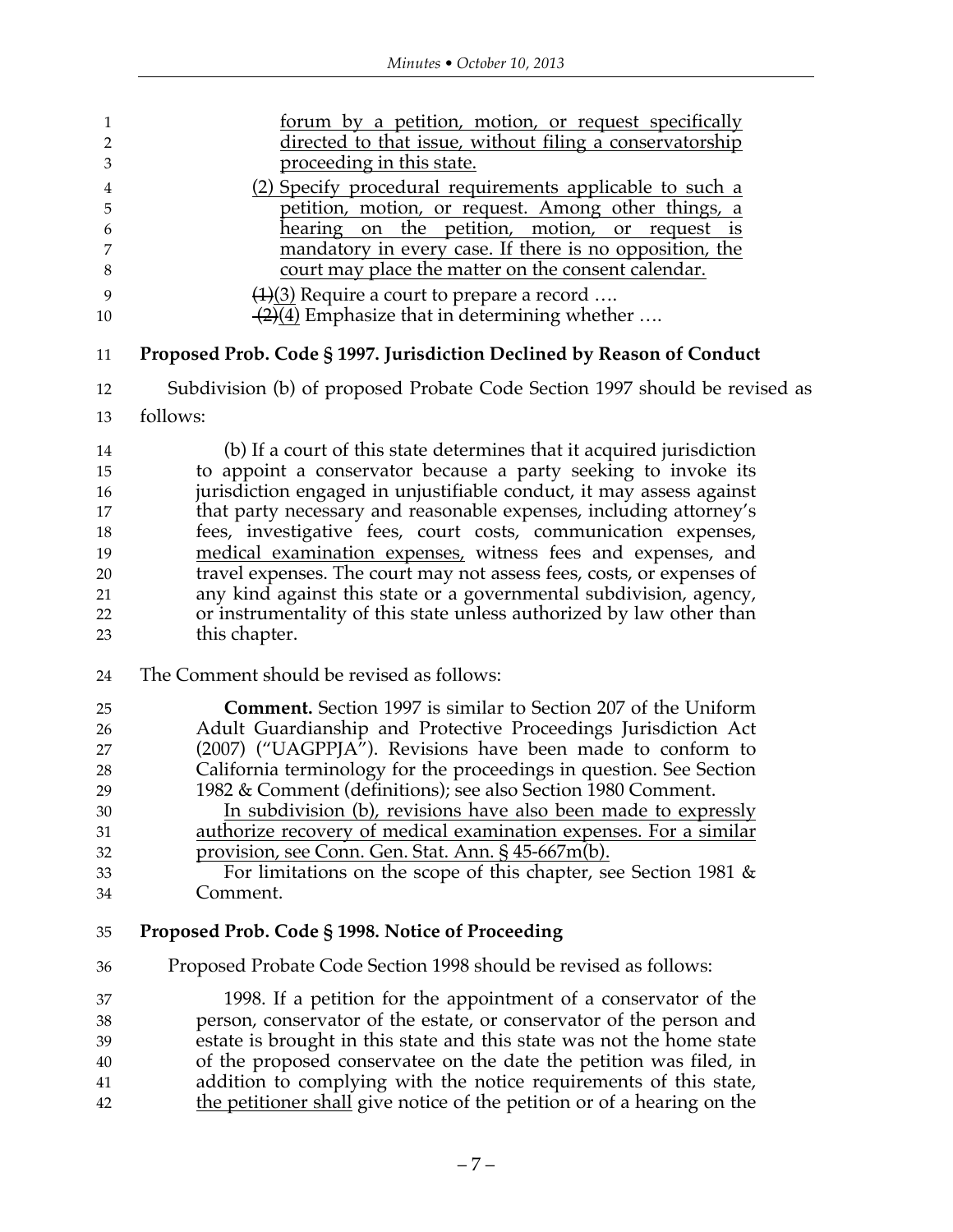forum by a petition, motion, or request specifically directed to that issue, without filing a conservatorship proceeding in this state.

(2) Specify procedural requirements applicable to such a petition, motion, or request. Among other things, a hearing on the petition, motion, or request is mandatory in every case. If there is no opposition, the court may place the matter on the consent calendar.

~~(1)~~(3) Require a court to prepare a record ….

~~(2)~~(4) Emphasize that in determining whether ….

**Proposed Prob. Code § 1997. Jurisdiction Declined by Reason of Conduct**

Subdivision (b) of proposed Probate Code Section 1997 should be revised as follows:

> (b) If a court of this state determines that it acquired jurisdiction to appoint a conservator because a party seeking to invoke its jurisdiction engaged in unjustifiable conduct, it may assess against that party necessary and reasonable expenses, including attorney's fees, investigative fees, court costs, communication expenses, medical examination expenses, witness fees and expenses, and travel expenses. The court may not assess fees, costs, or expenses of any kind against this state or a governmental subdivision, agency, or instrumentality of this state unless authorized by law other than this chapter.

The Comment should be revised as follows:

> **Comment.** Section 1997 is similar to Section 207 of the Uniform Adult Guardianship and Protective Proceedings Jurisdiction Act (2007) ("UAGPPJA"). Revisions have been made to conform to California terminology for the proceedings in question. See Section 1982 & Comment (definitions); see also Section 1980 Comment.
>
> In subdivision (b), revisions have also been made to expressly authorize recovery of medical examination expenses. For a similar provision, see Conn. Gen. Stat. Ann. § 45-667m(b).
>
> For limitations on the scope of this chapter, see Section 1981 & Comment.

**Proposed Prob. Code § 1998. Notice of Proceeding**

Proposed Probate Code Section 1998 should be revised as follows:

> 1998. If a petition for the appointment of a conservator of the person, conservator of the estate, or conservator of the person and estate is brought in this state and this state was not the home state of the proposed conservatee on the date the petition was filed, in addition to complying with the notice requirements of this state, the petitioner shall give notice of the petition or of a hearing on the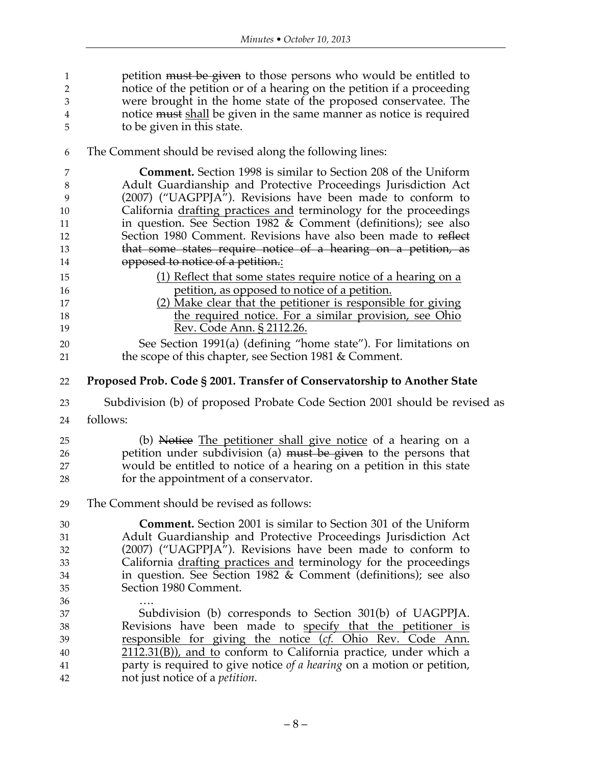petition ~~must be given~~ to those persons who would be entitled to notice of the petition or of a hearing on the petition if a proceeding were brought in the home state of the proposed conservatee. The notice ~~must~~ <u>shall</u> be given in the same manner as notice is required to be given in this state.

The Comment should be revised along the following lines:

> **Comment.** Section 1998 is similar to Section 208 of the Uniform Adult Guardianship and Protective Proceedings Jurisdiction Act (2007) ("UAGPPJA"). Revisions have been made to conform to California <u>drafting practices and</u> terminology for the proceedings in question. See Section 1982 & Comment (definitions); see also Section 1980 Comment. Revisions have also been made to ~~reflect that some states require notice of a hearing on a petition, as opposed to notice of a petition.~~<u>:</u>
>
> <u>(1) Reflect that some states require notice of a hearing on a petition, as opposed to notice of a petition.</u>
>
> <u>(2) Make clear that the petitioner is responsible for giving the required notice. For a similar provision, see Ohio Rev. Code Ann. § 2112.26.</u>
>
> See Section 1991(a) (defining "home state"). For limitations on the scope of this chapter, see Section 1981 & Comment.

**Proposed Prob. Code § 2001. Transfer of Conservatorship to Another State**

Subdivision (b) of proposed Probate Code Section 2001 should be revised as follows:

> (b) ~~Notice~~ <u>The petitioner shall give notice</u> of a hearing on a petition under subdivision (a) ~~must be given~~ to the persons that would be entitled to notice of a hearing on a petition in this state for the appointment of a conservator.

The Comment should be revised as follows:

> **Comment.** Section 2001 is similar to Section 301 of the Uniform Adult Guardianship and Protective Proceedings Jurisdiction Act (2007) ("UAGPPJA"). Revisions have been made to conform to California <u>drafting practices and</u> terminology for the proceedings in question. See Section 1982 & Comment (definitions); see also Section 1980 Comment.
>
> ….
>
> Subdivision (b) corresponds to Section 301(b) of UAGPPJA. Revisions have been made to <u>specify that the petitioner is responsible for giving the notice (*cf.* Ohio Rev. Code Ann. 2112.31(B)), and to</u> conform to California practice, under which a party is required to give notice *of a hearing* on a motion or petition, not just notice of a *petition.*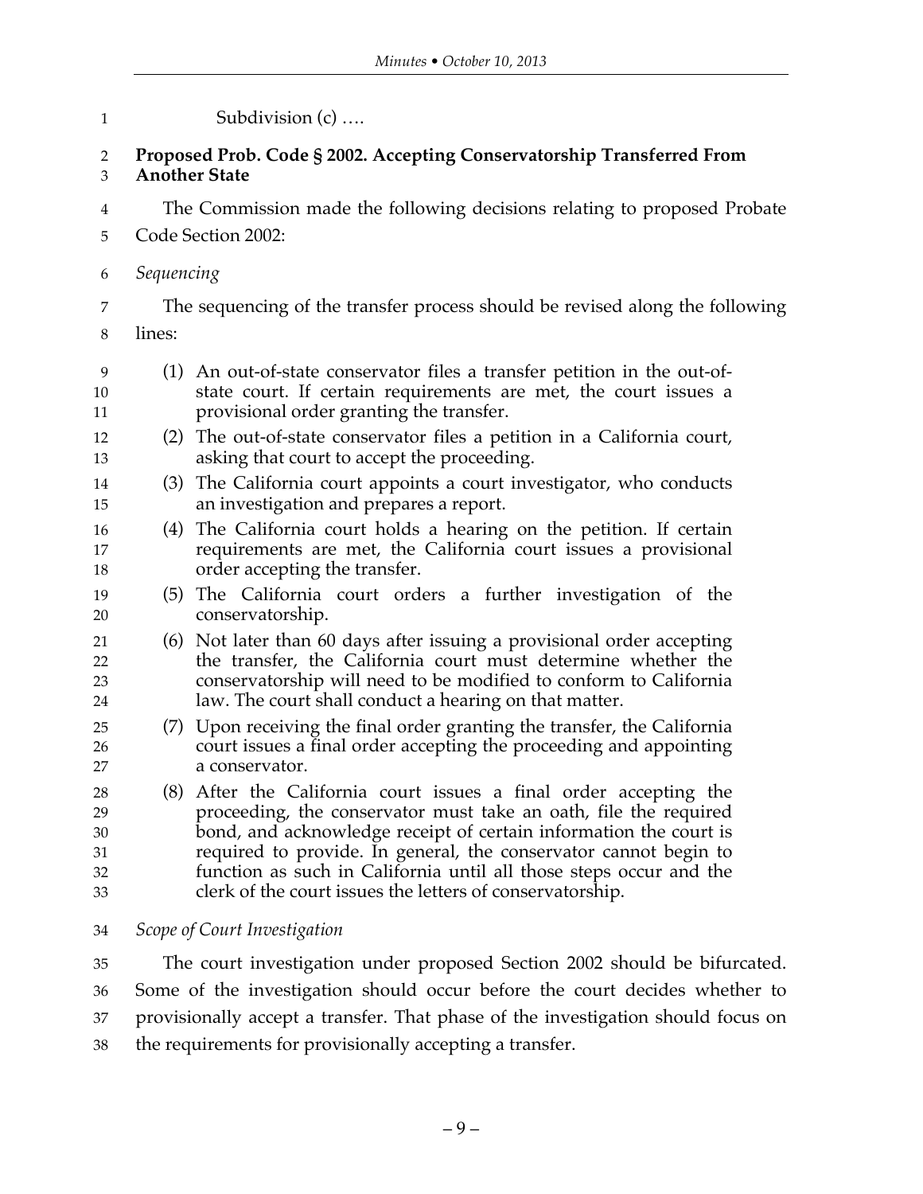Subdivision (c) ….

**Proposed Prob. Code § 2002. Accepting Conservatorship Transferred From Another State**

The Commission made the following decisions relating to proposed Probate Code Section 2002:

*Sequencing*

The sequencing of the transfer process should be revised along the following lines:

(1) An out-of-state conservator files a transfer petition in the out-of-state court. If certain requirements are met, the court issues a provisional order granting the transfer.

(2) The out-of-state conservator files a petition in a California court, asking that court to accept the proceeding.

(3) The California court appoints a court investigator, who conducts an investigation and prepares a report.

(4) The California court holds a hearing on the petition. If certain requirements are met, the California court issues a provisional order accepting the transfer.

(5) The California court orders a further investigation of the conservatorship.

(6) Not later than 60 days after issuing a provisional order accepting the transfer, the California court must determine whether the conservatorship will need to be modified to conform to California law. The court shall conduct a hearing on that matter.

(7) Upon receiving the final order granting the transfer, the California court issues a final order accepting the proceeding and appointing a conservator.

(8) After the California court issues a final order accepting the proceeding, the conservator must take an oath, file the required bond, and acknowledge receipt of certain information the court is required to provide. In general, the conservator cannot begin to function as such in California until all those steps occur and the clerk of the court issues the letters of conservatorship.

*Scope of Court Investigation*

The court investigation under proposed Section 2002 should be bifurcated. Some of the investigation should occur before the court decides whether to provisionally accept a transfer. That phase of the investigation should focus on the requirements for provisionally accepting a transfer.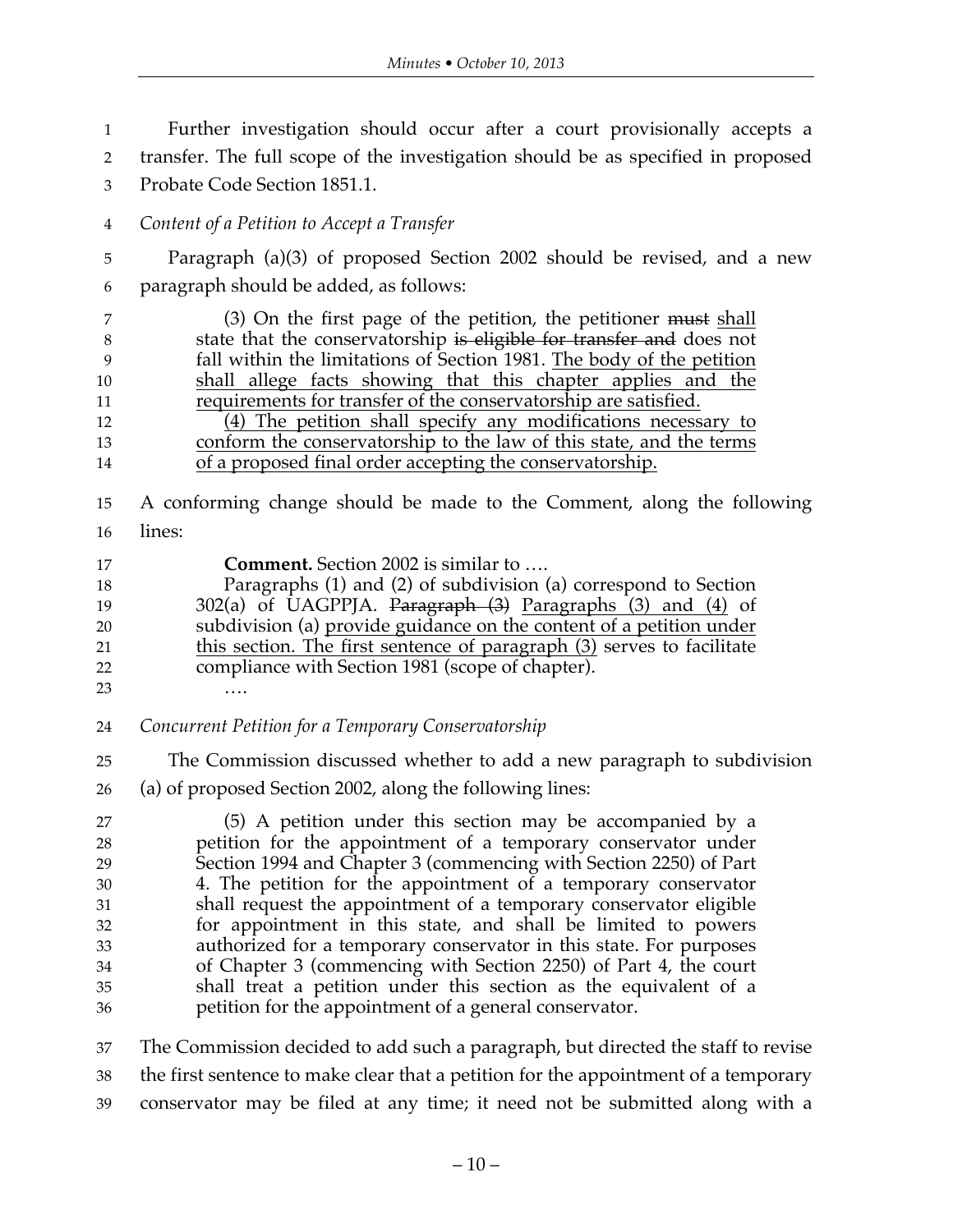Further investigation should occur after a court provisionally accepts a transfer. The full scope of the investigation should be as specified in proposed Probate Code Section 1851.1.

*Content of a Petition to Accept a Transfer*

Paragraph (a)(3) of proposed Section 2002 should be revised, and a new paragraph should be added, as follows:

> (3) On the first page of the petition, the petitioner ~~must~~ shall state that the conservatorship ~~is eligible for transfer and~~ does not fall within the limitations of Section 1981. The body of the petition shall allege facts showing that this chapter applies and the requirements for transfer of the conservatorship are satisfied.
>
> (4) The petition shall specify any modifications necessary to conform the conservatorship to the law of this state, and the terms of a proposed final order accepting the conservatorship.

A conforming change should be made to the Comment, along the following lines:

> **Comment.** Section 2002 is similar to ….
>
> Paragraphs (1) and (2) of subdivision (a) correspond to Section 302(a) of UAGPPJA. ~~Paragraph (3)~~ Paragraphs (3) and (4) of subdivision (a) provide guidance on the content of a petition under this section. The first sentence of paragraph (3) serves to facilitate compliance with Section 1981 (scope of chapter).
>
> ….

*Concurrent Petition for a Temporary Conservatorship*

The Commission discussed whether to add a new paragraph to subdivision (a) of proposed Section 2002, along the following lines:

> (5) A petition under this section may be accompanied by a petition for the appointment of a temporary conservator under Section 1994 and Chapter 3 (commencing with Section 2250) of Part 4. The petition for the appointment of a temporary conservator shall request the appointment of a temporary conservator eligible for appointment in this state, and shall be limited to powers authorized for a temporary conservator in this state. For purposes of Chapter 3 (commencing with Section 2250) of Part 4, the court shall treat a petition under this section as the equivalent of a petition for the appointment of a general conservator.

The Commission decided to add such a paragraph, but directed the staff to revise the first sentence to make clear that a petition for the appointment of a temporary conservator may be filed at any time; it need not be submitted along with a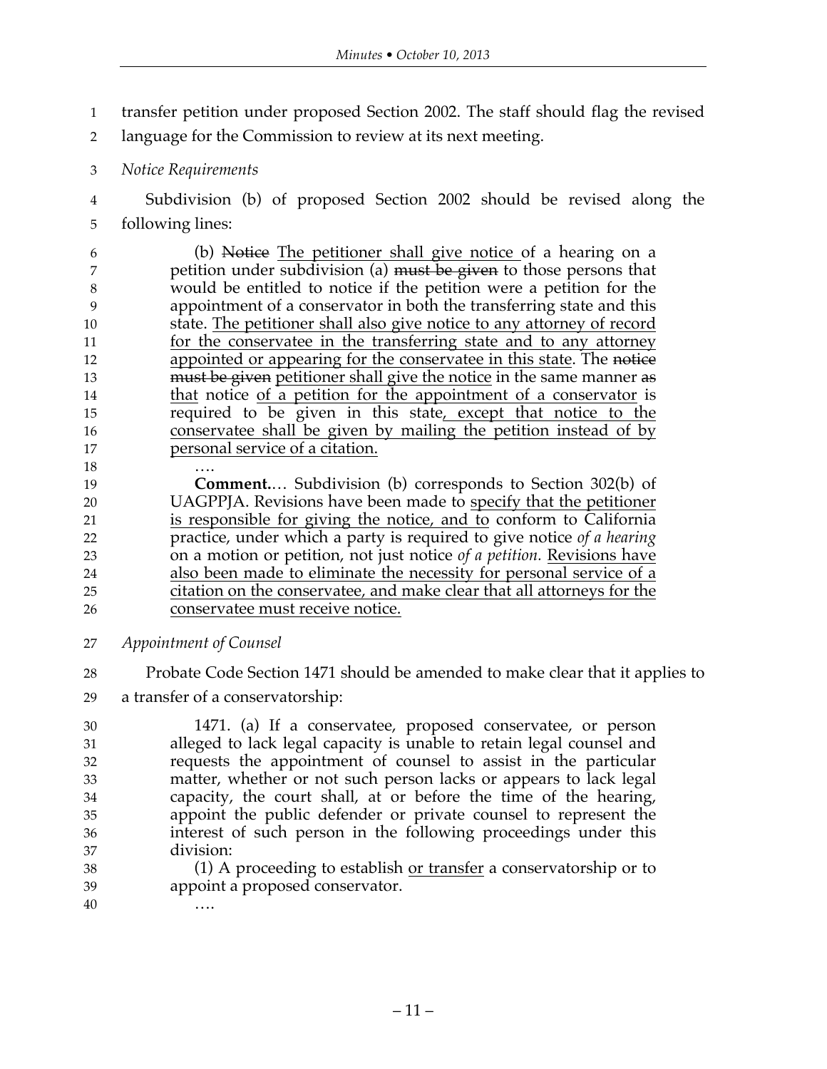transfer petition under proposed Section 2002. The staff should flag the revised language for the Commission to review at its next meeting.

*Notice Requirements*

Subdivision (b) of proposed Section 2002 should be revised along the following lines:

> (b) ~~Notice~~ <u>The petitioner shall give notice</u> of a hearing on a petition under subdivision (a) ~~must be given~~ to those persons that would be entitled to notice if the petition were a petition for the appointment of a conservator in both the transferring state and this state. <u>The petitioner shall also give notice to any attorney of record for the conservatee in the transferring state and to any attorney appointed or appearing for the conservatee in this state</u>. The ~~notice must be given~~ <u>petitioner shall give the notice</u> in the same manner ~~as~~ <u>that</u> notice <u>of a petition for the appointment of a conservator</u> is required to be given in this state<u>, except that notice to the conservatee shall be given by mailing the petition instead of by personal service of a citation.</u>
>
> ….
>
> **Comment.**… Subdivision (b) corresponds to Section 302(b) of UAGPPJA. Revisions have been made to <u>specify that the petitioner is responsible for giving the notice, and to</u> conform to California practice, under which a party is required to give notice *of a hearing* on a motion or petition, not just notice *of a petition*. <u>Revisions have also been made to eliminate the necessity for personal service of a citation on the conservatee, and make clear that all attorneys for the conservatee must receive notice.</u>

*Appointment of Counsel*

Probate Code Section 1471 should be amended to make clear that it applies to a transfer of a conservatorship:

> 1471. (a) If a conservatee, proposed conservatee, or person alleged to lack legal capacity is unable to retain legal counsel and requests the appointment of counsel to assist in the particular matter, whether or not such person lacks or appears to lack legal capacity, the court shall, at or before the time of the hearing, appoint the public defender or private counsel to represent the interest of such person in the following proceedings under this division:
>
> (1) A proceeding to establish <u>or transfer</u> a conservatorship or to appoint a proposed conservator.
>
> ….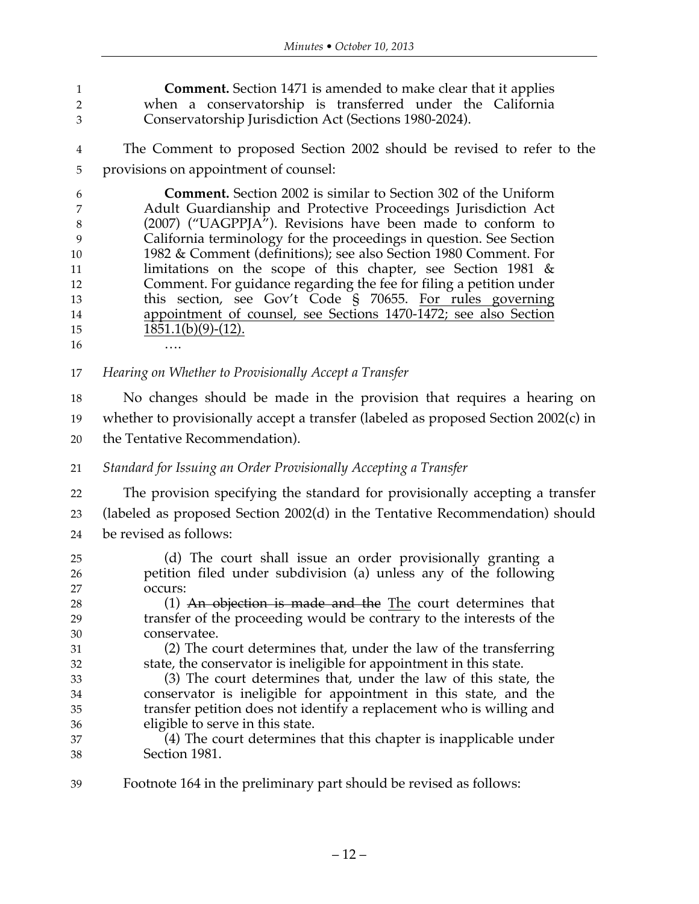> **Comment.** Section 1471 is amended to make clear that it applies when a conservatorship is transferred under the California Conservatorship Jurisdiction Act (Sections 1980-2024).

The Comment to proposed Section 2002 should be revised to refer to the provisions on appointment of counsel:

> **Comment.** Section 2002 is similar to Section 302 of the Uniform Adult Guardianship and Protective Proceedings Jurisdiction Act (2007) ("UAGPPJA"). Revisions have been made to conform to California terminology for the proceedings in question. See Section 1982 & Comment (definitions); see also Section 1980 Comment. For limitations on the scope of this chapter, see Section 1981 & Comment. For guidance regarding the fee for filing a petition under this section, see Gov't Code § 70655. <u>For rules governing appointment of counsel, see Sections 1470-1472; see also Section 1851.1(b)(9)-(12).</u>
>
> ….

*Hearing on Whether to Provisionally Accept a Transfer*

No changes should be made in the provision that requires a hearing on whether to provisionally accept a transfer (labeled as proposed Section 2002(c) in the Tentative Recommendation).

*Standard for Issuing an Order Provisionally Accepting a Transfer*

The provision specifying the standard for provisionally accepting a transfer (labeled as proposed Section 2002(d) in the Tentative Recommendation) should be revised as follows:

> (d) The court shall issue an order provisionally granting a petition filed under subdivision (a) unless any of the following occurs:
>
> (1) ~~An objection is made and the~~ <u>The</u> court determines that transfer of the proceeding would be contrary to the interests of the conservatee.
>
> (2) The court determines that, under the law of the transferring state, the conservator is ineligible for appointment in this state.
>
> (3) The court determines that, under the law of this state, the conservator is ineligible for appointment in this state, and the transfer petition does not identify a replacement who is willing and eligible to serve in this state.
>
> (4) The court determines that this chapter is inapplicable under Section 1981.

Footnote 164 in the preliminary part should be revised as follows: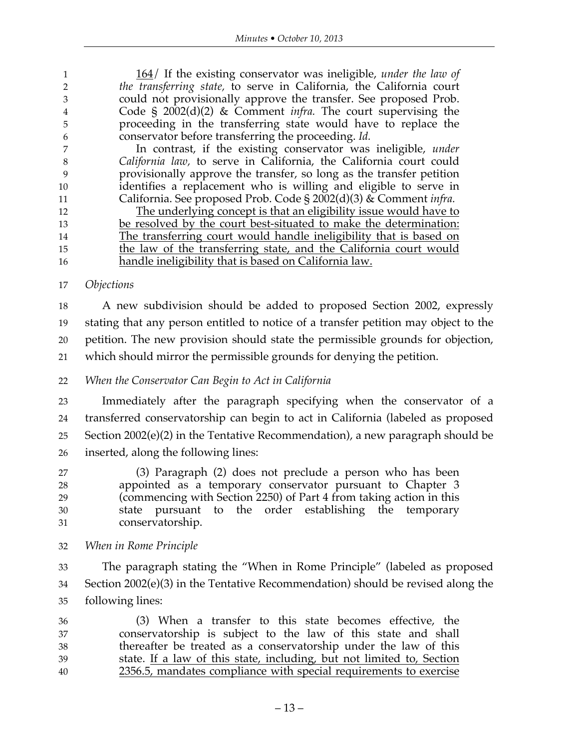164/ If the existing conservator was ineligible, *under the law of the transferring state,* to serve in California, the California court could not provisionally approve the transfer. See proposed Prob. Code § 2002(d)(2) & Comment *infra.* The court supervising the proceeding in the transferring state would have to replace the conservator before transferring the proceeding. *Id.*

In contrast, if the existing conservator was ineligible, *under California law,* to serve in California, the California court could provisionally approve the transfer, so long as the transfer petition identifies a replacement who is willing and eligible to serve in California. See proposed Prob. Code § 2002(d)(3) & Comment *infra.*

The underlying concept is that an eligibility issue would have to be resolved by the court best-situated to make the determination: The transferring court would handle ineligibility that is based on the law of the transferring state, and the California court would handle ineligibility that is based on California law.

*Objections*

A new subdivision should be added to proposed Section 2002, expressly stating that any person entitled to notice of a transfer petition may object to the petition. The new provision should state the permissible grounds for objection, which should mirror the permissible grounds for denying the petition.

*When the Conservator Can Begin to Act in California*

Immediately after the paragraph specifying when the conservator of a transferred conservatorship can begin to act in California (labeled as proposed Section 2002(e)(2) in the Tentative Recommendation), a new paragraph should be inserted, along the following lines:

> (3) Paragraph (2) does not preclude a person who has been appointed as a temporary conservator pursuant to Chapter 3 (commencing with Section 2250) of Part 4 from taking action in this state pursuant to the order establishing the temporary conservatorship.

*When in Rome Principle*

The paragraph stating the "When in Rome Principle" (labeled as proposed Section 2002(e)(3) in the Tentative Recommendation) should be revised along the following lines:

> (3) When a transfer to this state becomes effective, the conservatorship is subject to the law of this state and shall thereafter be treated as a conservatorship under the law of this state. If a law of this state, including, but not limited to, Section 2356.5, mandates compliance with special requirements to exercise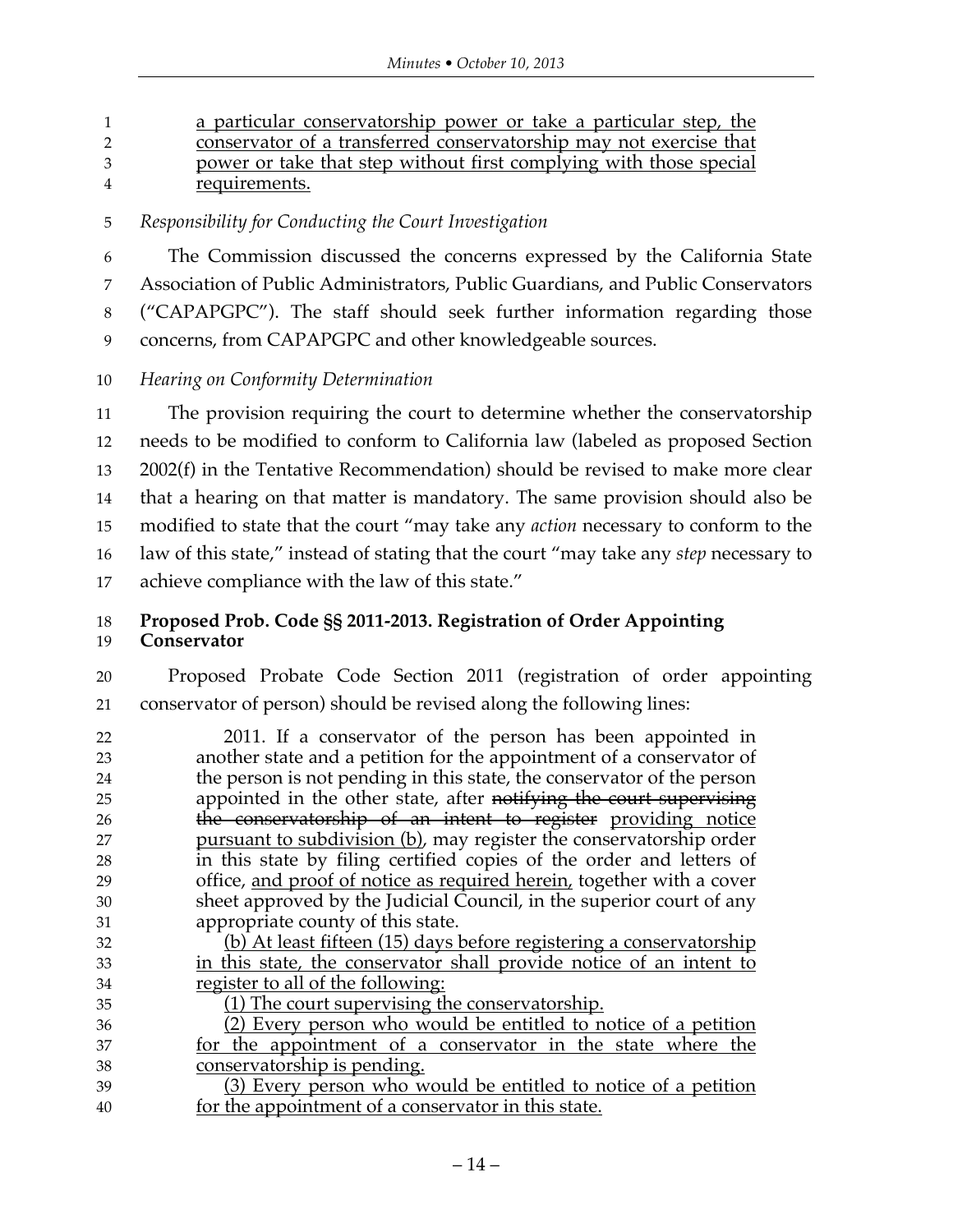a particular conservatorship power or take a particular step, the conservator of a transferred conservatorship may not exercise that power or take that step without first complying with those special requirements.

*Responsibility for Conducting the Court Investigation*

The Commission discussed the concerns expressed by the California State Association of Public Administrators, Public Guardians, and Public Conservators ("CAPAPGPC"). The staff should seek further information regarding those concerns, from CAPAPGPC and other knowledgeable sources.

*Hearing on Conformity Determination*

The provision requiring the court to determine whether the conservatorship needs to be modified to conform to California law (labeled as proposed Section 2002(f) in the Tentative Recommendation) should be revised to make more clear that a hearing on that matter is mandatory. The same provision should also be modified to state that the court "may take any *action* necessary to conform to the law of this state," instead of stating that the court "may take any *step* necessary to achieve compliance with the law of this state."

**Proposed Prob. Code §§ 2011-2013. Registration of Order Appointing Conservator**

Proposed Probate Code Section 2011 (registration of order appointing conservator of person) should be revised along the following lines:

> 2011. If a conservator of the person has been appointed in another state and a petition for the appointment of a conservator of the person is not pending in this state, the conservator of the person appointed in the other state, after ~~notifying the court supervising the conservatorship of an intent to register~~ providing notice pursuant to subdivision (b), may register the conservatorship order in this state by filing certified copies of the order and letters of office, and proof of notice as required herein, together with a cover sheet approved by the Judicial Council, in the superior court of any appropriate county of this state.
>
> (b) At least fifteen (15) days before registering a conservatorship in this state, the conservator shall provide notice of an intent to register to all of the following:
>
> (1) The court supervising the conservatorship.
>
> (2) Every person who would be entitled to notice of a petition for the appointment of a conservator in the state where the conservatorship is pending.
>
> (3) Every person who would be entitled to notice of a petition for the appointment of a conservator in this state.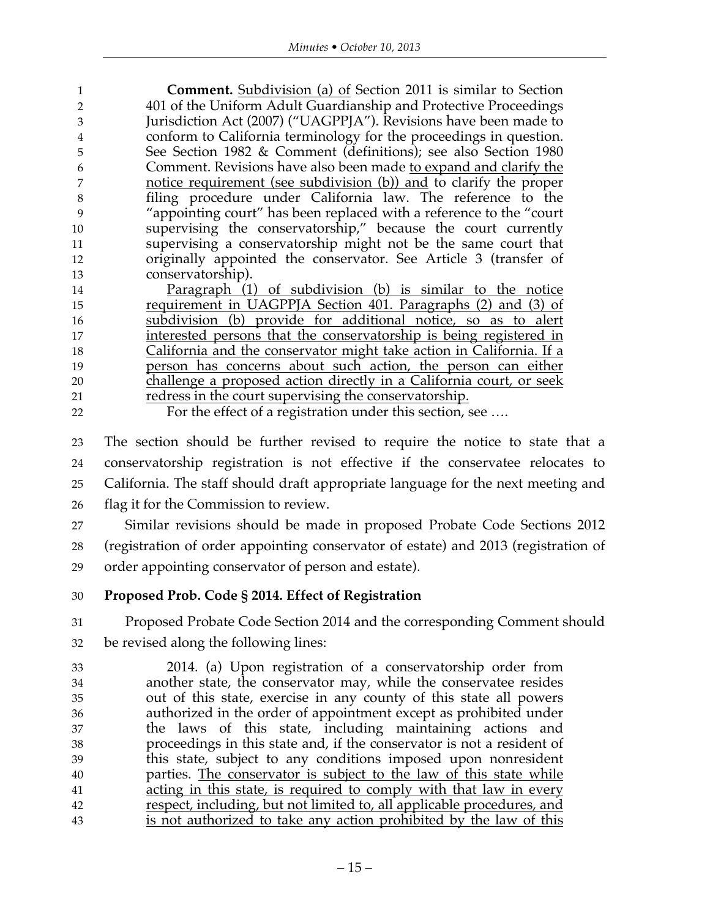> **Comment.** <u>Subdivision (a) of</u> Section 2011 is similar to Section 401 of the Uniform Adult Guardianship and Protective Proceedings Jurisdiction Act (2007) ("UAGPPJA"). Revisions have been made to conform to California terminology for the proceedings in question. See Section 1982 & Comment (definitions); see also Section 1980 Comment. Revisions have also been made <u>to expand and clarify the notice requirement (see subdivision (b)) and</u> to clarify the proper filing procedure under California law. The reference to the "appointing court" has been replaced with a reference to the "court supervising the conservatorship," because the court currently supervising a conservatorship might not be the same court that originally appointed the conservator. See Article 3 (transfer of conservatorship).
>
> <u>Paragraph (1) of subdivision (b) is similar to the notice requirement in UAGPPJA Section 401. Paragraphs (2) and (3) of subdivision (b) provide for additional notice, so as to alert interested persons that the conservatorship is being registered in California and the conservator might take action in California. If a person has concerns about such action, the person can either challenge a proposed action directly in a California court, or seek redress in the court supervising the conservatorship.</u>
>
> For the effect of a registration under this section, see ….

The section should be further revised to require the notice to state that a conservatorship registration is not effective if the conservatee relocates to California. The staff should draft appropriate language for the next meeting and flag it for the Commission to review.

Similar revisions should be made in proposed Probate Code Sections 2012 (registration of order appointing conservator of estate) and 2013 (registration of order appointing conservator of person and estate).

**Proposed Prob. Code § 2014. Effect of Registration**

Proposed Probate Code Section 2014 and the corresponding Comment should be revised along the following lines:

> 2014. (a) Upon registration of a conservatorship order from another state, the conservator may, while the conservatee resides out of this state, exercise in any county of this state all powers authorized in the order of appointment except as prohibited under the laws of this state, including maintaining actions and proceedings in this state and, if the conservator is not a resident of this state, subject to any conditions imposed upon nonresident parties. <u>The conservator is subject to the law of this state while acting in this state, is required to comply with that law in every respect, including, but not limited to, all applicable procedures, and is not authorized to take any action prohibited by the law of this</u>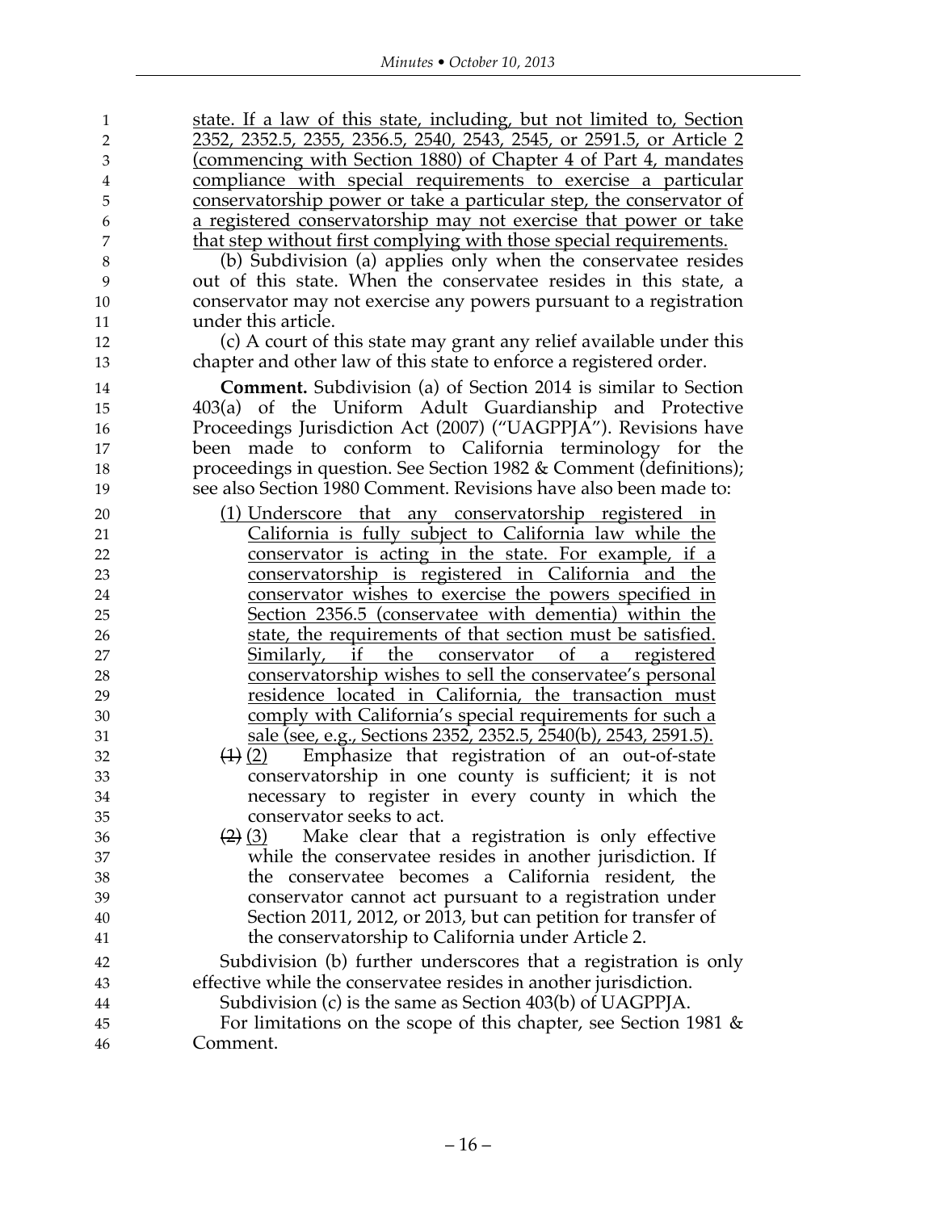state. If a law of this state, including, but not limited to, Section 2352, 2352.5, 2355, 2356.5, 2540, 2543, 2545, or 2591.5, or Article 2 (commencing with Section 1880) of Chapter 4 of Part 4, mandates compliance with special requirements to exercise a particular conservatorship power or take a particular step, the conservator of a registered conservatorship may not exercise that power or take that step without first complying with those special requirements.

(b) Subdivision (a) applies only when the conservatee resides out of this state. When the conservatee resides in this state, a conservator may not exercise any powers pursuant to a registration under this article.

(c) A court of this state may grant any relief available under this chapter and other law of this state to enforce a registered order.

**Comment.** Subdivision (a) of Section 2014 is similar to Section 403(a) of the Uniform Adult Guardianship and Protective Proceedings Jurisdiction Act (2007) ("UAGPPJA"). Revisions have been made to conform to California terminology for the proceedings in question. See Section 1982 & Comment (definitions); see also Section 1980 Comment. Revisions have also been made to:

(1) Underscore that any conservatorship registered in California is fully subject to California law while the conservator is acting in the state. For example, if a conservatorship is registered in California and the conservator wishes to exercise the powers specified in Section 2356.5 (conservatee with dementia) within the state, the requirements of that section must be satisfied. Similarly, if the conservator of a registered conservatorship wishes to sell the conservatee's personal residence located in California, the transaction must comply with California's special requirements for such a sale (see, e.g., Sections 2352, 2352.5, 2540(b), 2543, 2591.5).

~~(1)~~ (2) Emphasize that registration of an out-of-state conservatorship in one county is sufficient; it is not necessary to register in every county in which the conservator seeks to act.

~~(2)~~ (3) Make clear that a registration is only effective while the conservatee resides in another jurisdiction. If the conservatee becomes a California resident, the conservator cannot act pursuant to a registration under Section 2011, 2012, or 2013, but can petition for transfer of the conservatorship to California under Article 2.

Subdivision (b) further underscores that a registration is only effective while the conservatee resides in another jurisdiction.

Subdivision (c) is the same as Section 403(b) of UAGPPJA.

For limitations on the scope of this chapter, see Section 1981 & Comment.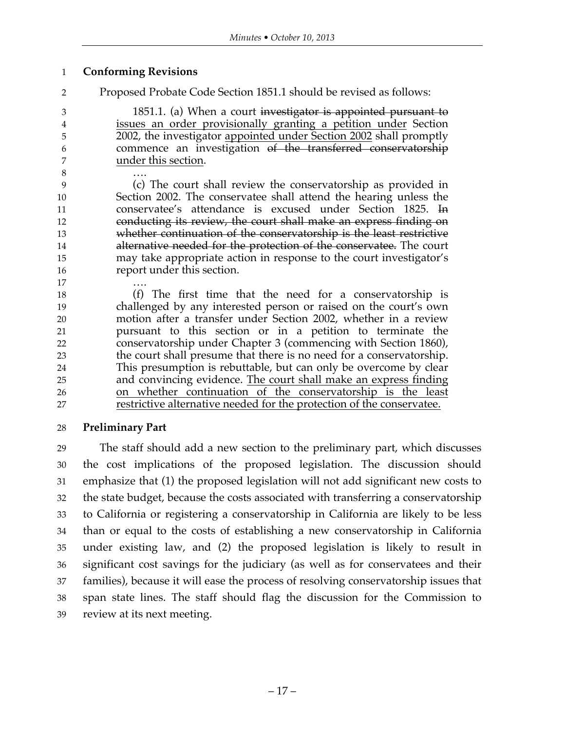**Conforming Revisions**

Proposed Probate Code Section 1851.1 should be revised as follows:

> 1851.1. (a) When a court ~~investigator is appointed pursuant to~~ <u>issues an order provisionally granting a petition under</u> Section 2002, the investigator <u>appointed under Section 2002</u> shall promptly commence an investigation ~~of the transferred conservatorship~~ <u>under this section</u>.
>
> ….
>
> (c) The court shall review the conservatorship as provided in Section 2002. The conservatee shall attend the hearing unless the conservatee's attendance is excused under Section 1825. ~~In conducting its review, the court shall make an express finding on whether continuation of the conservatorship is the least restrictive alternative needed for the protection of the conservatee.~~ The court may take appropriate action in response to the court investigator's report under this section.
>
> ….
>
> (f) The first time that the need for a conservatorship is challenged by any interested person or raised on the court's own motion after a transfer under Section 2002, whether in a review pursuant to this section or in a petition to terminate the conservatorship under Chapter 3 (commencing with Section 1860), the court shall presume that there is no need for a conservatorship. This presumption is rebuttable, but can only be overcome by clear and convincing evidence. <u>The court shall make an express finding on whether continuation of the conservatorship is the least restrictive alternative needed for the protection of the conservatee.</u>

**Preliminary Part**

The staff should add a new section to the preliminary part, which discusses the cost implications of the proposed legislation. The discussion should emphasize that (1) the proposed legislation will not add significant new costs to the state budget, because the costs associated with transferring a conservatorship to California or registering a conservatorship in California are likely to be less than or equal to the costs of establishing a new conservatorship in California under existing law, and (2) the proposed legislation is likely to result in significant cost savings for the judiciary (as well as for conservatees and their families), because it will ease the process of resolving conservatorship issues that span state lines. The staff should flag the discussion for the Commission to review at its next meeting.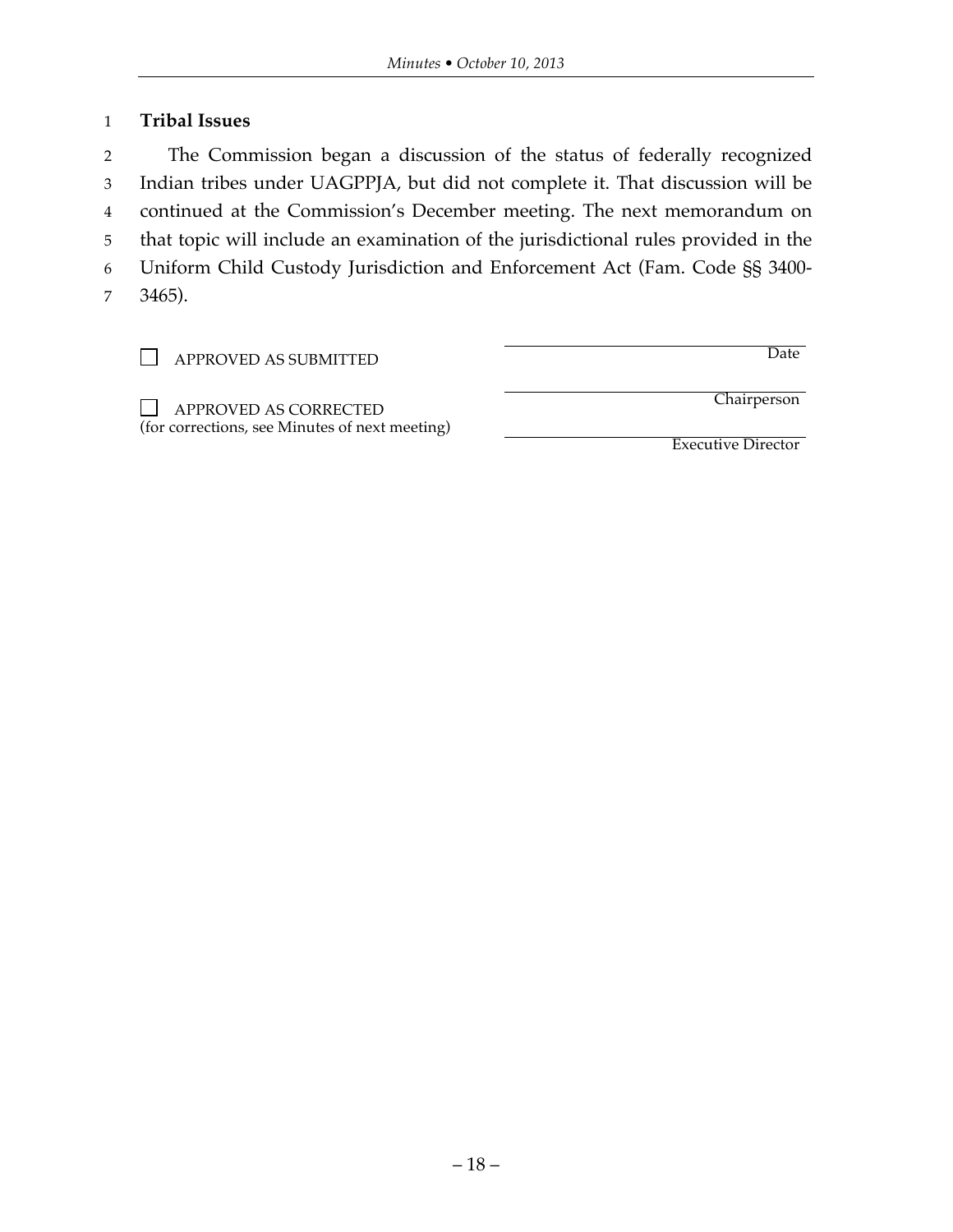**Tribal Issues**

The Commission began a discussion of the status of federally recognized Indian tribes under UAGPPJA, but did not complete it. That discussion will be continued at the Commission's December meeting. The next memorandum on that topic will include an examination of the jurisdictional rules provided in the Uniform Child Custody Jurisdiction and Enforcement Act (Fam. Code §§ 3400-3465).

☐ APPROVED AS SUBMITTED

☐ APPROVED AS CORRECTED
(for corrections, see Minutes of next meeting)

______________________ Date

______________________ Chairperson

______________________ Executive Director